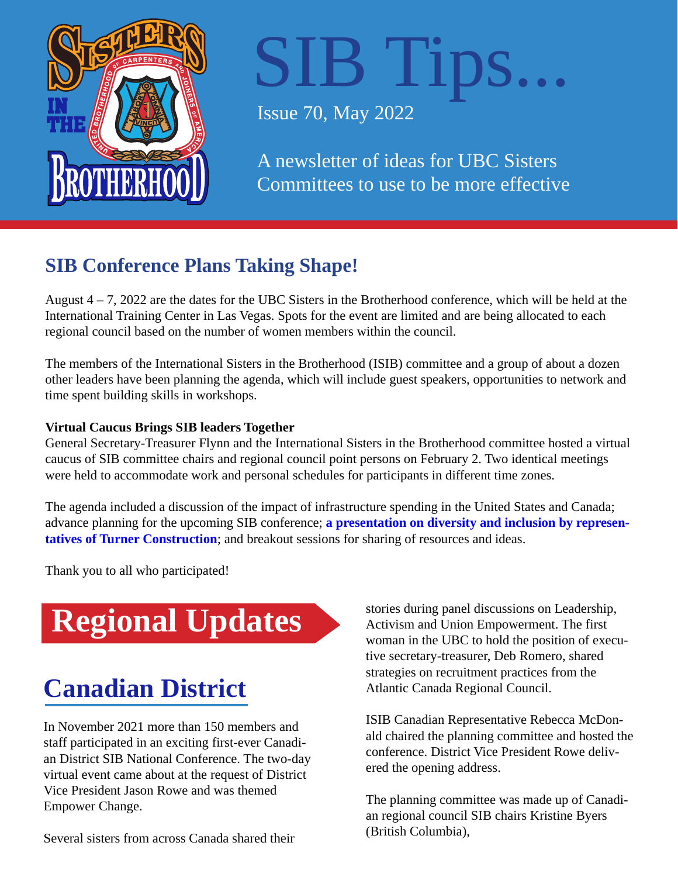# SIB Tips...

Issue 70, May 2022

A newsletter of ideas for UBC Sisters Committees to use to be more effective

## SIB Conference Plans Taking Shape!

August 4 – 7, 2022 are the dates for the UBC Sisters in the Brotherhood conference, which will be held at the International Training Center in Las Vegas. Spots for the event are limited and are being allocated to each regional council based on the number of women members within the council.

The members of the International Sisters in the Brotherhood (ISIB) committee and a group of about a dozen other leaders have been planning the agenda, which will include guest speakers, opportunities to network and time spent building skills in workshops.

**Virtual Caucus Brings SIB leaders Together**

General Secretary-Treasurer Flynn and the International Sisters in the Brotherhood committee hosted a virtual caucus of SIB committee chairs and regional council point persons on February 2. Two identical meetings were held to accommodate work and personal schedules for participants in different time zones.

The agenda included a discussion of the impact of infrastructure spending in the United States and Canada; advance planning for the upcoming SIB conference; **a presentation on diversity and inclusion by representatives of Turner Construction**; and breakout sessions for sharing of resources and ideas.

Thank you to all who participated!

# Regional Updates

## Canadian District

In November 2021 more than 150 members and staff participated in an exciting first-ever Canadian District SIB National Conference. The two-day virtual event came about at the request of District Vice President Jason Rowe and was themed Empower Change.

Several sisters from across Canada shared their stories during panel discussions on Leadership, Activism and Union Empowerment. The first woman in the UBC to hold the position of executive secretary-treasurer, Deb Romero, shared strategies on recruitment practices from the Atlantic Canada Regional Council.

ISIB Canadian Representative Rebecca McDonald chaired the planning committee and hosted the conference. District Vice President Rowe delivered the opening address.

The planning committee was made up of Canadian regional council SIB chairs Kristine Byers (British Columbia),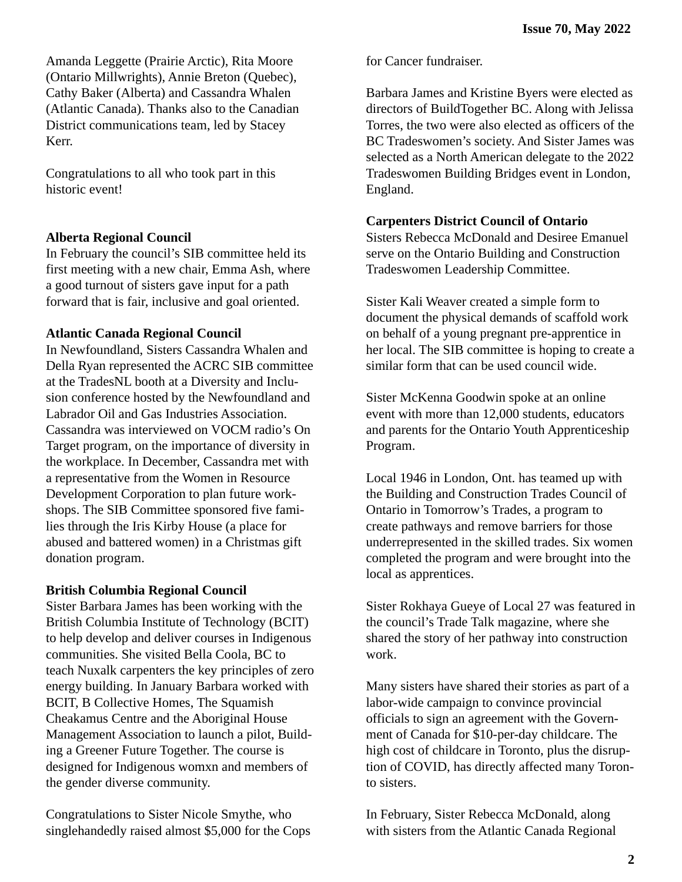Amanda Leggette (Prairie Arctic), Rita Moore (Ontario Millwrights), Annie Breton (Quebec), Cathy Baker (Alberta) and Cassandra Whalen (Atlantic Canada). Thanks also to the Canadian District communications team, led by Stacey Kerr.

Congratulations to all who took part in this historic event!

**Alberta Regional Council**
In February the council's SIB committee held its first meeting with a new chair, Emma Ash, where a good turnout of sisters gave input for a path forward that is fair, inclusive and goal oriented.

**Atlantic Canada Regional Council**
In Newfoundland, Sisters Cassandra Whalen and Della Ryan represented the ACRC SIB committee at the TradesNL booth at a Diversity and Inclusion conference hosted by the Newfoundland and Labrador Oil and Gas Industries Association. Cassandra was interviewed on VOCM radio's On Target program, on the importance of diversity in the workplace. In December, Cassandra met with a representative from the Women in Resource Development Corporation to plan future workshops. The SIB Committee sponsored five families through the Iris Kirby House (a place for abused and battered women) in a Christmas gift donation program.

**British Columbia Regional Council**
Sister Barbara James has been working with the British Columbia Institute of Technology (BCIT) to help develop and deliver courses in Indigenous communities. She visited Bella Coola, BC to teach Nuxalk carpenters the key principles of zero energy building. In January Barbara worked with BCIT, B Collective Homes, The Squamish Cheakamus Centre and the Aboriginal House Management Association to launch a pilot, Building a Greener Future Together. The course is designed for Indigenous womxn and members of the gender diverse community.

Congratulations to Sister Nicole Smythe, who singlehandedly raised almost $5,000 for the Cops for Cancer fundraiser.

Barbara James and Kristine Byers were elected as directors of BuildTogether BC. Along with Jelissa Torres, the two were also elected as officers of the BC Tradeswomen's society. And Sister James was selected as a North American delegate to the 2022 Tradeswomen Building Bridges event in London, England.

**Carpenters District Council of Ontario**
Sisters Rebecca McDonald and Desiree Emanuel serve on the Ontario Building and Construction Tradeswomen Leadership Committee.

Sister Kali Weaver created a simple form to document the physical demands of scaffold work on behalf of a young pregnant pre-apprentice in her local. The SIB committee is hoping to create a similar form that can be used council wide.

Sister McKenna Goodwin spoke at an online event with more than 12,000 students, educators and parents for the Ontario Youth Apprenticeship Program.

Local 1946 in London, Ont. has teamed up with the Building and Construction Trades Council of Ontario in Tomorrow's Trades, a program to create pathways and remove barriers for those underrepresented in the skilled trades. Six women completed the program and were brought into the local as apprentices.

Sister Rokhaya Gueye of Local 27 was featured in the council's Trade Talk magazine, where she shared the story of her pathway into construction work.

Many sisters have shared their stories as part of a labor-wide campaign to convince provincial officials to sign an agreement with the Government of Canada for $10-per-day childcare. The high cost of childcare in Toronto, plus the disruption of COVID, has directly affected many Toronto sisters.

In February, Sister Rebecca McDonald, along with sisters from the Atlantic Canada Regional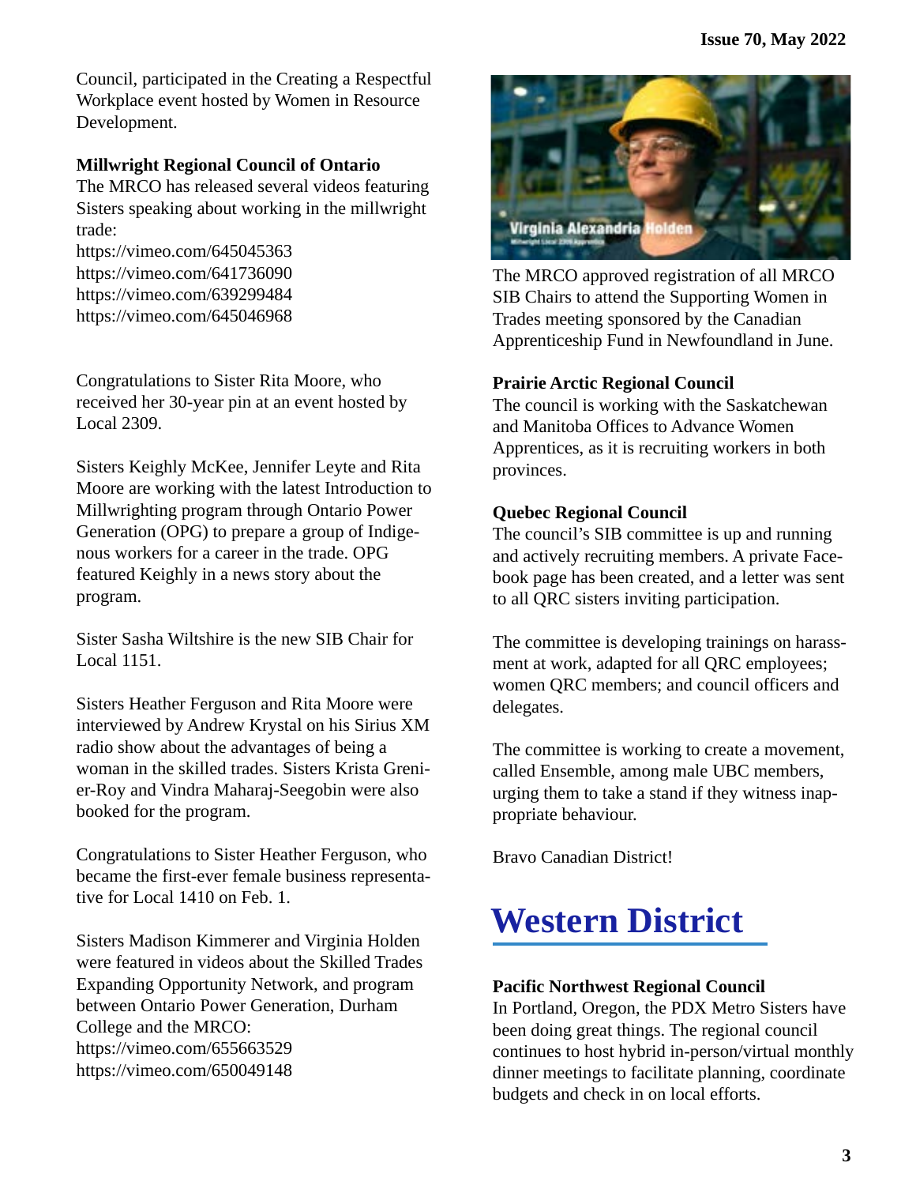Council, participated in the Creating a Respectful Workplace event hosted by Women in Resource Development.

**Millwright Regional Council of Ontario**

The MRCO has released several videos featuring Sisters speaking about working in the millwright trade:
https://vimeo.com/645045363
https://vimeo.com/641736090
https://vimeo.com/639299484
https://vimeo.com/645046968

Congratulations to Sister Rita Moore, who received her 30-year pin at an event hosted by Local 2309.

Sisters Keighly McKee, Jennifer Leyte and Rita Moore are working with the latest Introduction to Millwrighting program through Ontario Power Generation (OPG) to prepare a group of Indigenous workers for a career in the trade. OPG featured Keighly in a news story about the program.

Sister Sasha Wiltshire is the new SIB Chair for Local 1151.

Sisters Heather Ferguson and Rita Moore were interviewed by Andrew Krystal on his Sirius XM radio show about the advantages of being a woman in the skilled trades. Sisters Krista Grenier-Roy and Vindra Maharaj-Seegobin were also booked for the program.

Congratulations to Sister Heather Ferguson, who became the first-ever female business representative for Local 1410 on Feb. 1.

Sisters Madison Kimmerer and Virginia Holden were featured in videos about the Skilled Trades Expanding Opportunity Network, and program between Ontario Power Generation, Durham College and the MRCO:
https://vimeo.com/655663529
https://vimeo.com/650049148

The MRCO approved registration of all MRCO SIB Chairs to attend the Supporting Women in Trades meeting sponsored by the Canadian Apprenticeship Fund in Newfoundland in June.

**Prairie Arctic Regional Council**

The council is working with the Saskatchewan and Manitoba Offices to Advance Women Apprentices, as it is recruiting workers in both provinces.

**Quebec Regional Council**

The council's SIB committee is up and running and actively recruiting members. A private Facebook page has been created, and a letter was sent to all QRC sisters inviting participation.

The committee is developing trainings on harassment at work, adapted for all QRC employees; women QRC members; and council officers and delegates.

The committee is working to create a movement, called Ensemble, among male UBC members, urging them to take a stand if they witness inappropriate behaviour.

Bravo Canadian District!

# Western District

**Pacific Northwest Regional Council**

In Portland, Oregon, the PDX Metro Sisters have been doing great things. The regional council continues to host hybrid in-person/virtual monthly dinner meetings to facilitate planning, coordinate budgets and check in on local efforts.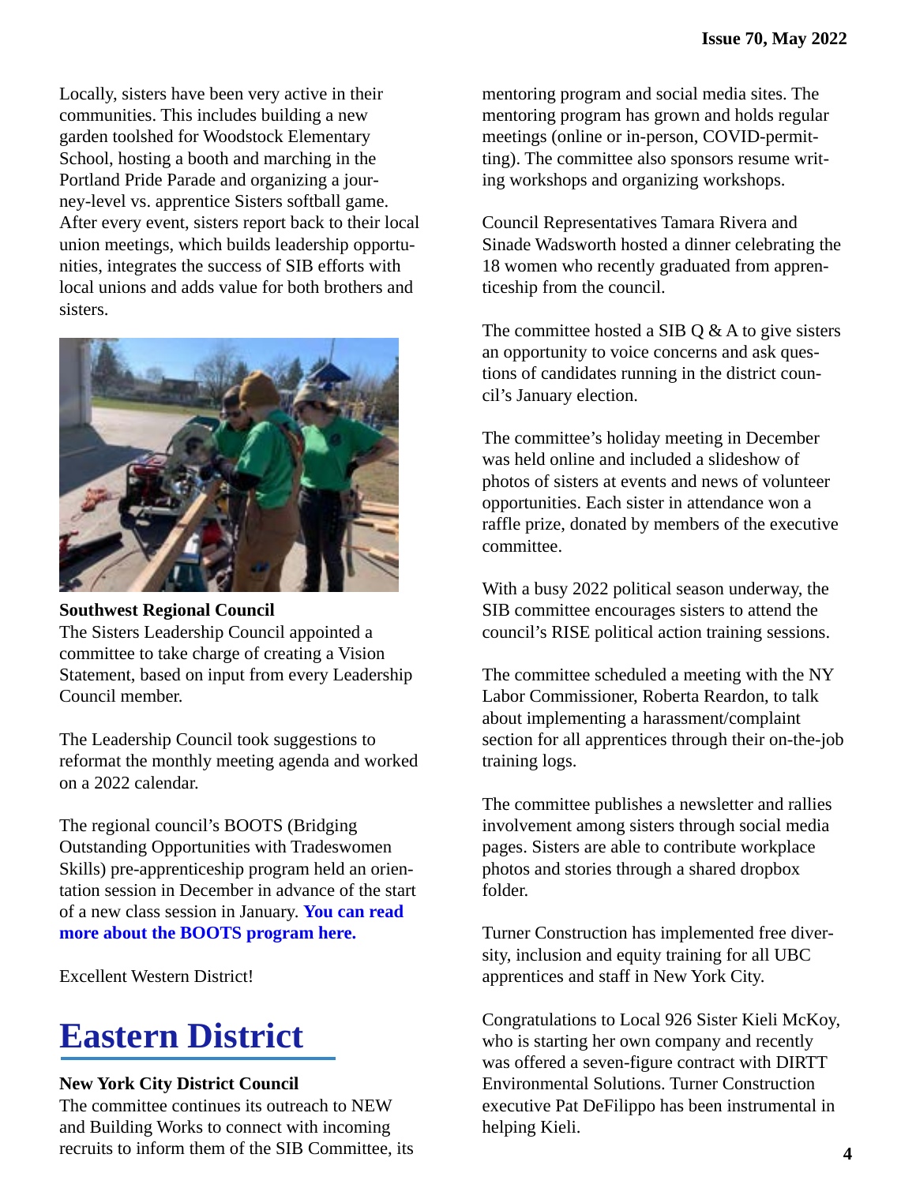Locally, sisters have been very active in their communities. This includes building a new garden toolshed for Woodstock Elementary School, hosting a booth and marching in the Portland Pride Parade and organizing a journey-level vs. apprentice Sisters softball game. After every event, sisters report back to their local union meetings, which builds leadership opportunities, integrates the success of SIB efforts with local unions and adds value for both brothers and sisters.

**Southwest Regional Council**
The Sisters Leadership Council appointed a committee to take charge of creating a Vision Statement, based on input from every Leadership Council member.

The Leadership Council took suggestions to reformat the monthly meeting agenda and worked on a 2022 calendar.

The regional council's BOOTS (Bridging Outstanding Opportunities with Tradeswomen Skills) pre-apprenticeship program held an orientation session in December in advance of the start of a new class session in January. **You can read more about the BOOTS program here.**

Excellent Western District!

# Eastern District

**New York City District Council**
The committee continues its outreach to NEW and Building Works to connect with incoming recruits to inform them of the SIB Committee, its mentoring program and social media sites. The mentoring program has grown and holds regular meetings (online or in-person, COVID-permitting). The committee also sponsors resume writing workshops and organizing workshops.

Council Representatives Tamara Rivera and Sinade Wadsworth hosted a dinner celebrating the 18 women who recently graduated from apprenticeship from the council.

The committee hosted a SIB Q & A to give sisters an opportunity to voice concerns and ask questions of candidates running in the district council's January election.

The committee's holiday meeting in December was held online and included a slideshow of photos of sisters at events and news of volunteer opportunities. Each sister in attendance won a raffle prize, donated by members of the executive committee.

With a busy 2022 political season underway, the SIB committee encourages sisters to attend the council's RISE political action training sessions.

The committee scheduled a meeting with the NY Labor Commissioner, Roberta Reardon, to talk about implementing a harassment/complaint section for all apprentices through their on-the-job training logs.

The committee publishes a newsletter and rallies involvement among sisters through social media pages. Sisters are able to contribute workplace photos and stories through a shared dropbox folder.

Turner Construction has implemented free diversity, inclusion and equity training for all UBC apprentices and staff in New York City.

Congratulations to Local 926 Sister Kieli McKoy, who is starting her own company and recently was offered a seven-figure contract with DIRTT Environmental Solutions. Turner Construction executive Pat DeFilippo has been instrumental in helping Kieli.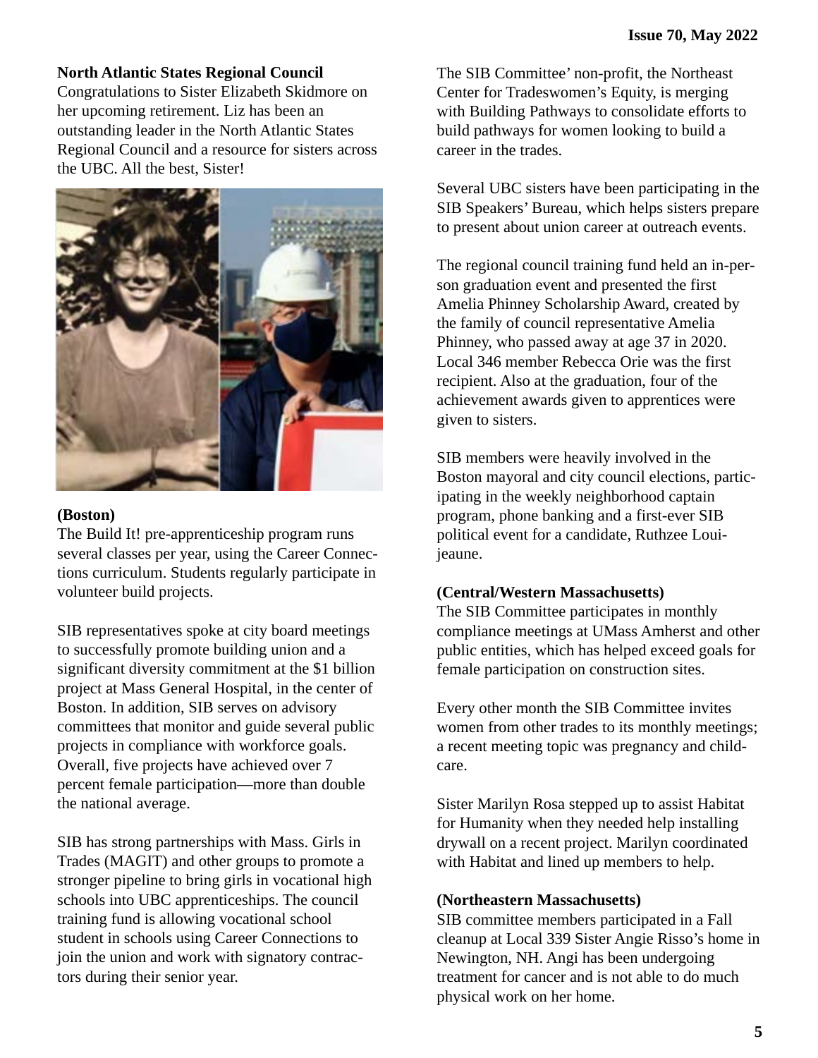**North Atlantic States Regional Council**

Congratulations to Sister Elizabeth Skidmore on her upcoming retirement. Liz has been an outstanding leader in the North Atlantic States Regional Council and a resource for sisters across the UBC. All the best, Sister!

**(Boston)**

The Build It! pre-apprenticeship program runs several classes per year, using the Career Connections curriculum. Students regularly participate in volunteer build projects.

SIB representatives spoke at city board meetings to successfully promote building union and a significant diversity commitment at the $1 billion project at Mass General Hospital, in the center of Boston. In addition, SIB serves on advisory committees that monitor and guide several public projects in compliance with workforce goals. Overall, five projects have achieved over 7 percent female participation—more than double the national average.

SIB has strong partnerships with Mass. Girls in Trades (MAGIT) and other groups to promote a stronger pipeline to bring girls in vocational high schools into UBC apprenticeships. The council training fund is allowing vocational school student in schools using Career Connections to join the union and work with signatory contractors during their senior year.

The SIB Committee' non-profit, the Northeast Center for Tradeswomen's Equity, is merging with Building Pathways to consolidate efforts to build pathways for women looking to build a career in the trades.

Several UBC sisters have been participating in the SIB Speakers' Bureau, which helps sisters prepare to present about union career at outreach events.

The regional council training fund held an in-person graduation event and presented the first Amelia Phinney Scholarship Award, created by the family of council representative Amelia Phinney, who passed away at age 37 in 2020. Local 346 member Rebecca Orie was the first recipient. Also at the graduation, four of the achievement awards given to apprentices were given to sisters.

SIB members were heavily involved in the Boston mayoral and city council elections, participating in the weekly neighborhood captain program, phone banking and a first-ever SIB political event for a candidate, Ruthzee Louijeaune.

**(Central/Western Massachusetts)**

The SIB Committee participates in monthly compliance meetings at UMass Amherst and other public entities, which has helped exceed goals for female participation on construction sites.

Every other month the SIB Committee invites women from other trades to its monthly meetings; a recent meeting topic was pregnancy and childcare.

Sister Marilyn Rosa stepped up to assist Habitat for Humanity when they needed help installing drywall on a recent project. Marilyn coordinated with Habitat and lined up members to help.

**(Northeastern Massachusetts)**

SIB committee members participated in a Fall cleanup at Local 339 Sister Angie Risso's home in Newington, NH. Angi has been undergoing treatment for cancer and is not able to do much physical work on her home.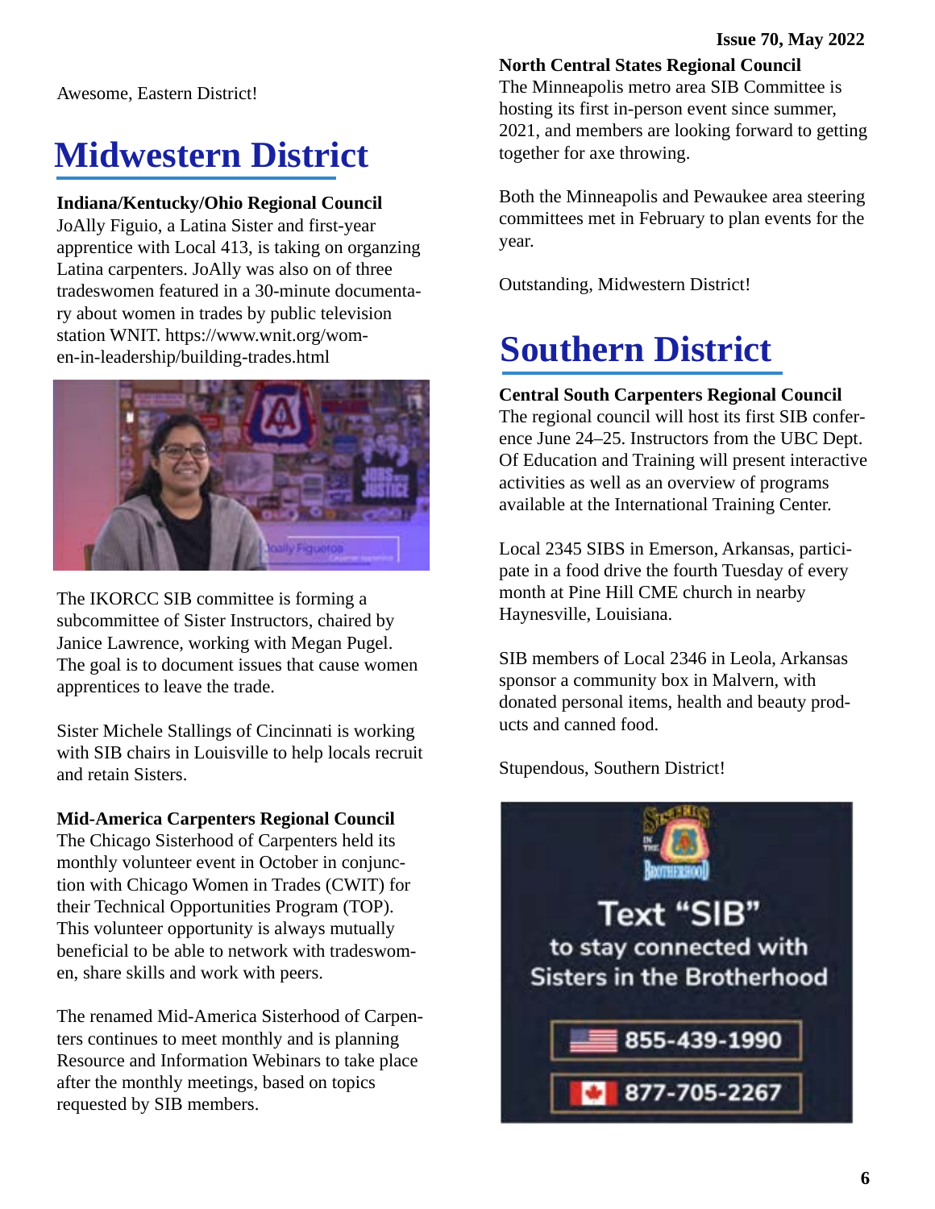Awesome, Eastern District!

# Midwestern District

**Indiana/Kentucky/Ohio Regional Council**
JoAlly Figuio, a Latina Sister and first-year apprentice with Local 413, is taking on organzing Latina carpenters. JoAlly was also on of three tradeswomen featured in a 30-minute documentary about women in trades by public television station WNIT. https://www.wnit.org/women-in-leadership/building-trades.html

The IKORCC SIB committee is forming a subcommittee of Sister Instructors, chaired by Janice Lawrence, working with Megan Pugel. The goal is to document issues that cause women apprentices to leave the trade.

Sister Michele Stallings of Cincinnati is working with SIB chairs in Louisville to help locals recruit and retain Sisters.

**Mid-America Carpenters Regional Council**
The Chicago Sisterhood of Carpenters held its monthly volunteer event in October in conjunction with Chicago Women in Trades (CWIT) for their Technical Opportunities Program (TOP). This volunteer opportunity is always mutually beneficial to be able to network with tradeswomen, share skills and work with peers.

The renamed Mid-America Sisterhood of Carpenters continues to meet monthly and is planning Resource and Information Webinars to take place after the monthly meetings, based on topics requested by SIB members.

**North Central States Regional Council**
The Minneapolis metro area SIB Committee is hosting its first in-person event since summer, 2021, and members are looking forward to getting together for axe throwing.

Both the Minneapolis and Pewaukee area steering committees met in February to plan events for the year.

Outstanding, Midwestern District!

# Southern District

**Central South Carpenters Regional Council**
The regional council will host its first SIB conference June 24–25. Instructors from the UBC Dept. Of Education and Training will present interactive activities as well as an overview of programs available at the International Training Center.

Local 2345 SIBS in Emerson, Arkansas, participate in a food drive the fourth Tuesday of every month at Pine Hill CME church in nearby Haynesville, Louisiana.

SIB members of Local 2346 in Leola, Arkansas sponsor a community box in Malvern, with donated personal items, health and beauty products and canned food.

Stupendous, Southern District!

Text "SIB" to stay connected with Sisters in the Brotherhood

855-439-1990

877-705-2267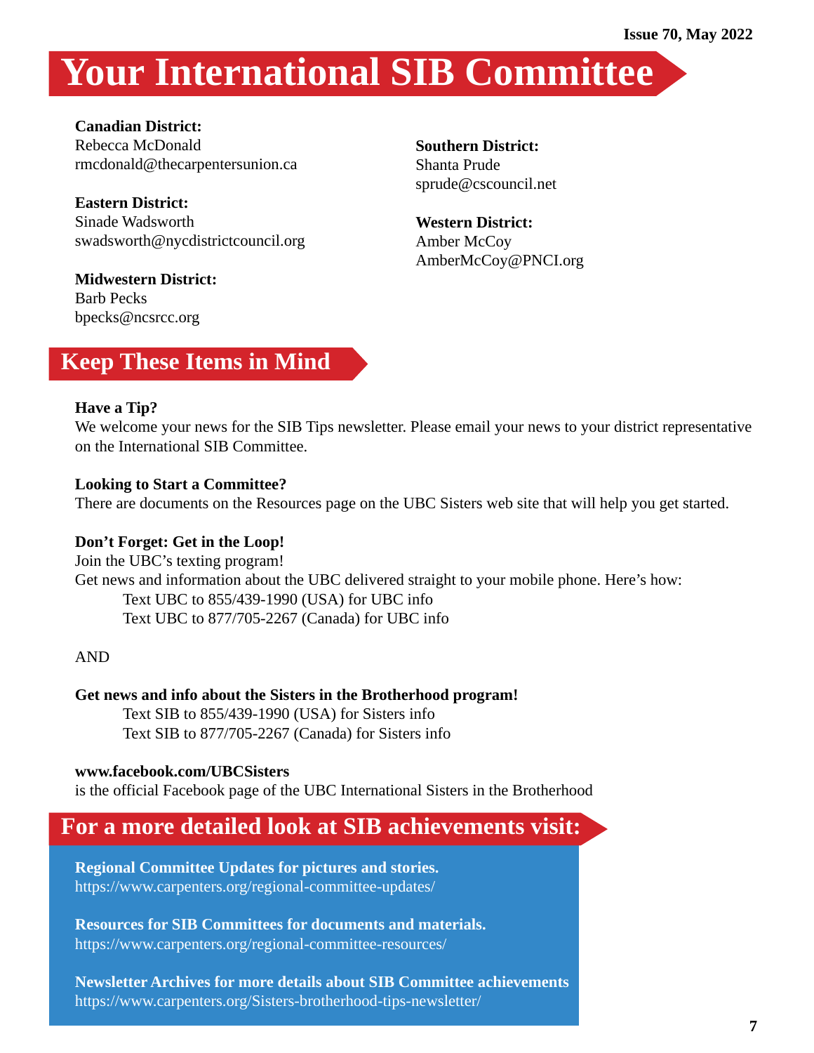# Your International SIB Committee

**Canadian District:**
Rebecca McDonald
rmcdonald@thecarpentersunion.ca

**Eastern District:**
Sinade Wadsworth
swadsworth@nycdistrictcouncil.org

**Midwestern District:**
Barb Pecks
bpecks@ncsrcc.org

**Southern District:**
Shanta Prude
sprude@cscouncil.net

**Western District:**
Amber McCoy
AmberMcCoy@PNCI.org

## Keep These Items in Mind

**Have a Tip?**
We welcome your news for the SIB Tips newsletter. Please email your news to your district representative on the International SIB Committee.

**Looking to Start a Committee?**
There are documents on the Resources page on the UBC Sisters web site that will help you get started.

**Don't Forget: Get in the Loop!**
Join the UBC's texting program!
Get news and information about the UBC delivered straight to your mobile phone. Here's how:

Text UBC to 855/439-1990 (USA) for UBC info
Text UBC to 877/705-2267 (Canada) for UBC info

AND

**Get news and info about the Sisters in the Brotherhood program!**

Text SIB to 855/439-1990 (USA) for Sisters info
Text SIB to 877/705-2267 (Canada) for Sisters info

**www.facebook.com/UBCSisters**
is the official Facebook page of the UBC International Sisters in the Brotherhood

## For a more detailed look at SIB achievements visit:

**Regional Committee Updates for pictures and stories.**
https://www.carpenters.org/regional-committee-updates/

**Resources for SIB Committees for documents and materials.**
https://www.carpenters.org/regional-committee-resources/

**Newsletter Archives for more details about SIB Committee achievements**
https://www.carpenters.org/Sisters-brotherhood-tips-newsletter/